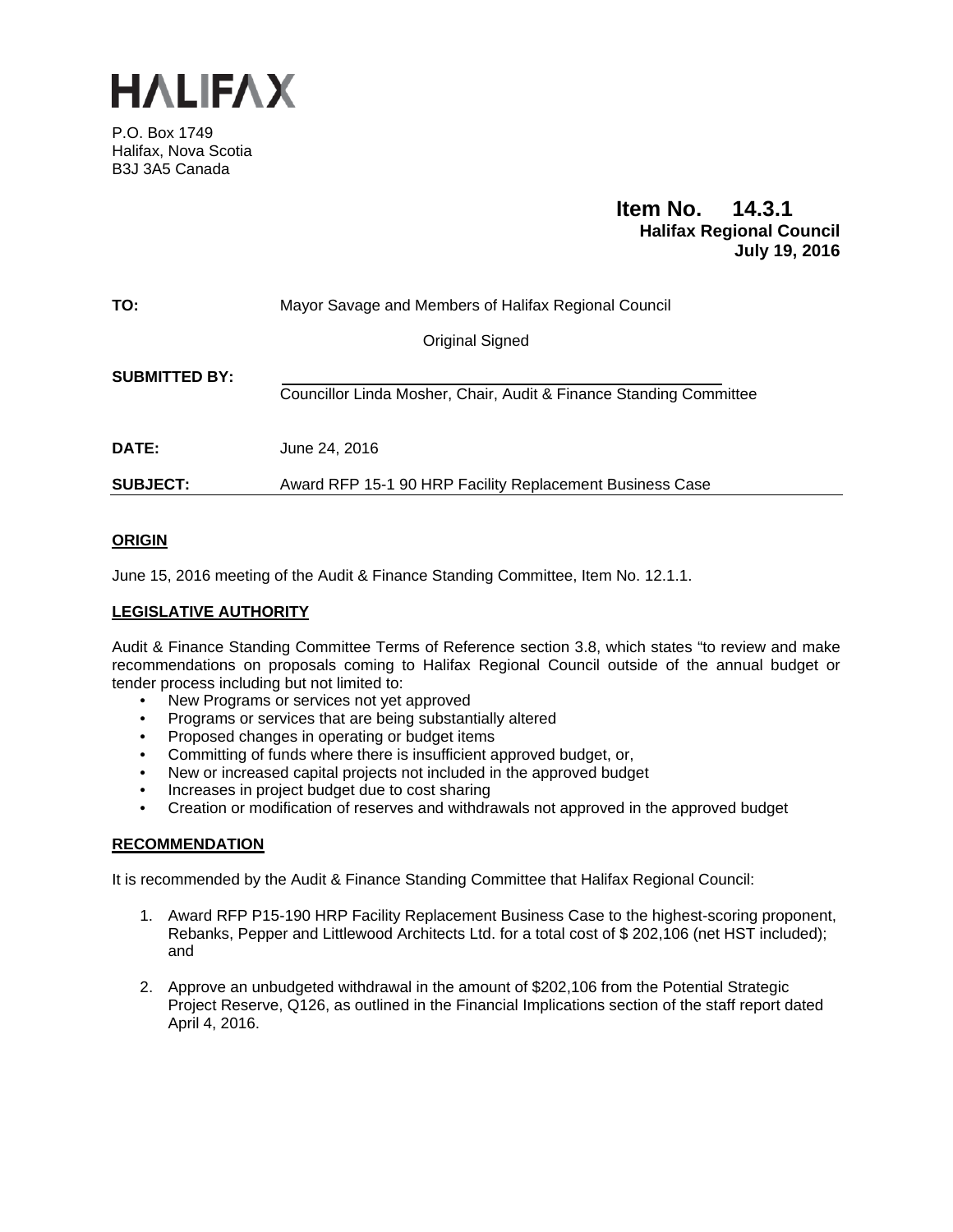# HALIFAX

P.O. Box 1749
Halifax, Nova Scotia
B3J 3A5 Canada

**Item No. 14.3.1**
**Halifax Regional Council**
**July 19, 2016**

**TO:** Mayor Savage and Members of Halifax Regional Council

Original Signed

**SUBMITTED BY:**
Councillor Linda Mosher, Chair, Audit & Finance Standing Committee

**DATE:** June 24, 2016

**SUBJECT:** Award RFP 15-1 90 HRP Facility Replacement Business Case

## ORIGIN

June 15, 2016 meeting of the Audit & Finance Standing Committee, Item No. 12.1.1.

## LEGISLATIVE AUTHORITY

Audit & Finance Standing Committee Terms of Reference section 3.8, which states "to review and make recommendations on proposals coming to Halifax Regional Council outside of the annual budget or tender process including but not limited to:

- New Programs or services not yet approved
- Programs or services that are being substantially altered
- Proposed changes in operating or budget items
- Committing of funds where there is insufficient approved budget, or,
- New or increased capital projects not included in the approved budget
- Increases in project budget due to cost sharing
- Creation or modification of reserves and withdrawals not approved in the approved budget

## RECOMMENDATION

It is recommended by the Audit & Finance Standing Committee that Halifax Regional Council:

1. Award RFP P15-190 HRP Facility Replacement Business Case to the highest-scoring proponent, Rebanks, Pepper and Littlewood Architects Ltd. for a total cost of $ 202,106 (net HST included); and
2. Approve an unbudgeted withdrawal in the amount of $202,106 from the Potential Strategic Project Reserve, Q126, as outlined in the Financial Implications section of the staff report dated April 4, 2016.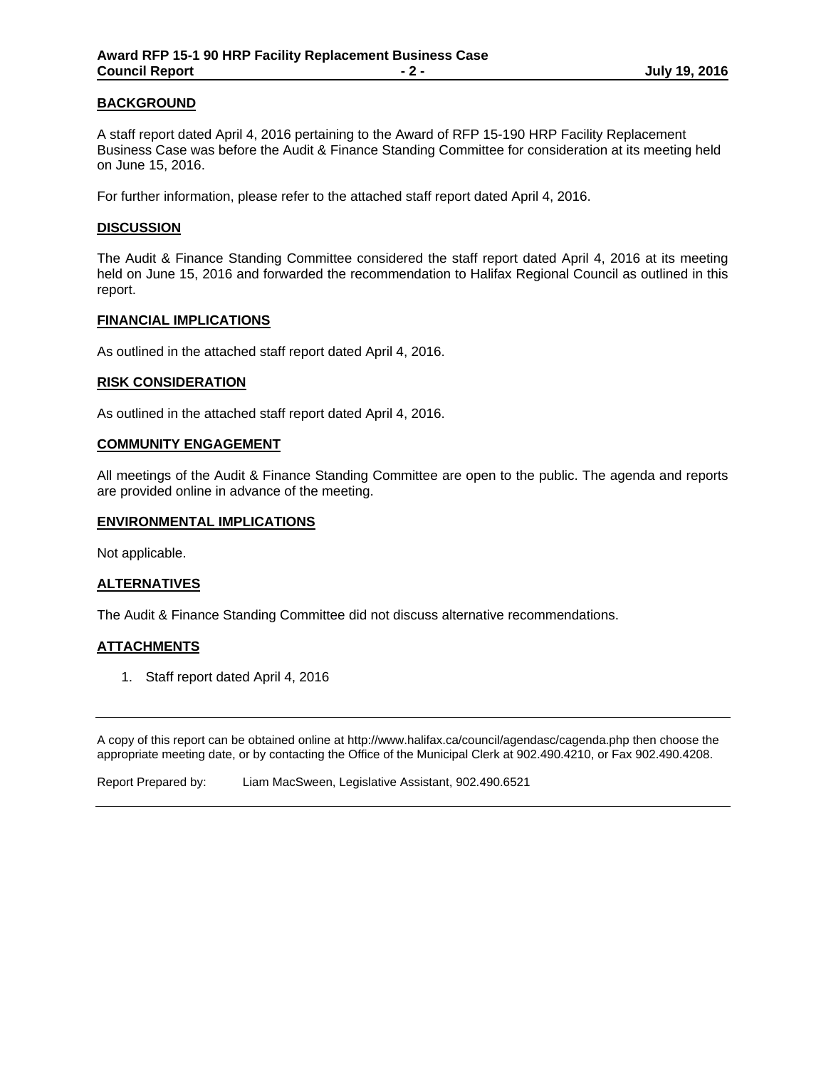## BACKGROUND

A staff report dated April 4, 2016 pertaining to the Award of RFP 15-190 HRP Facility Replacement Business Case was before the Audit & Finance Standing Committee for consideration at its meeting held on June 15, 2016.

For further information, please refer to the attached staff report dated April 4, 2016.

## DISCUSSION

The Audit & Finance Standing Committee considered the staff report dated April 4, 2016 at its meeting held on June 15, 2016 and forwarded the recommendation to Halifax Regional Council as outlined in this report.

## FINANCIAL IMPLICATIONS

As outlined in the attached staff report dated April 4, 2016.

## RISK CONSIDERATION

As outlined in the attached staff report dated April 4, 2016.

## COMMUNITY ENGAGEMENT

All meetings of the Audit & Finance Standing Committee are open to the public. The agenda and reports are provided online in advance of the meeting.

## ENVIRONMENTAL IMPLICATIONS

Not applicable.

## ALTERNATIVES

The Audit & Finance Standing Committee did not discuss alternative recommendations.

## ATTACHMENTS

1. Staff report dated April 4, 2016

---

A copy of this report can be obtained online at http://www.halifax.ca/council/agendasc/cagenda.php then choose the appropriate meeting date, or by contacting the Office of the Municipal Clerk at 902.490.4210, or Fax 902.490.4208.

Report Prepared by: Liam MacSween, Legislative Assistant, 902.490.6521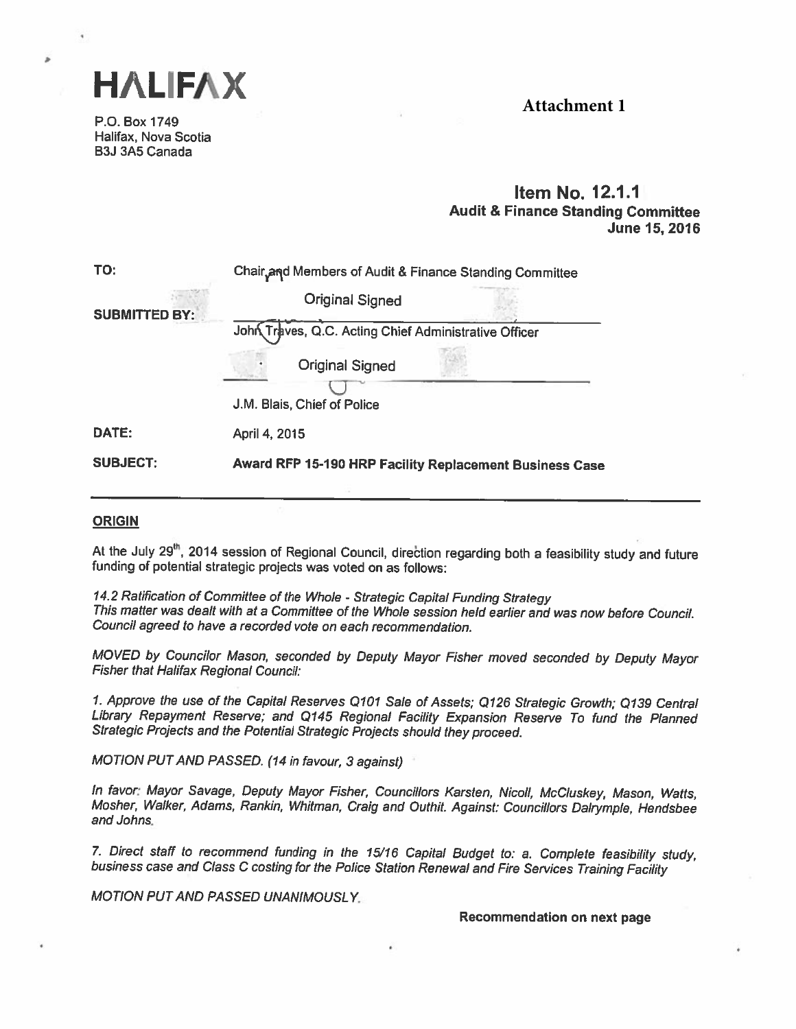# HALIFAX

P.O. Box 1749
Halifax, Nova Scotia
B3J 3A5 Canada

**Attachment 1**

**Item No. 12.1.1**
**Audit & Finance Standing Committee**
**June 15, 2016**

| | |
|---|---|
| **TO:** | Chair and Members of Audit & Finance Standing Committee |
| **SUBMITTED BY:** | Original Signed<br>John Traves, Q.C. Acting Chief Administrative Officer<br><br>Original Signed<br>J.M. Blais, Chief of Police |
| **DATE:** | April 4, 2015 |
| **SUBJECT:** | **Award RFP 15-190 HRP Facility Replacement Business Case** |

## ORIGIN

At the July 29th, 2014 session of Regional Council, direction regarding both a feasibility study and future funding of potential strategic projects was voted on as follows:

*14.2 Ratification of Committee of the Whole - Strategic Capital Funding Strategy*
*This matter was dealt with at a Committee of the Whole session held earlier and was now before Council. Council agreed to have a recorded vote on each recommendation.*

*MOVED by Councilor Mason, seconded by Deputy Mayor Fisher moved seconded by Deputy Mayor Fisher that Halifax Regional Council:*

*1. Approve the use of the Capital Reserves Q101 Sale of Assets; Q126 Strategic Growth; Q139 Central Library Repayment Reserve; and Q145 Regional Facility Expansion Reserve To fund the Planned Strategic Projects and the Potential Strategic Projects should they proceed.*

*MOTION PUT AND PASSED. (14 in favour, 3 against)*

*In favor: Mayor Savage, Deputy Mayor Fisher, Councillors Karsten, Nicoll, McCluskey, Mason, Watts, Mosher, Walker, Adams, Rankin, Whitman, Craig and Outhit. Against: Councillors Dalrymple, Hendsbee and Johns.*

*7. Direct staff to recommend funding in the 15/16 Capital Budget to: a. Complete feasibility study, business case and Class C costing for the Police Station Renewal and Fire Services Training Facility*

*MOTION PUT AND PASSED UNANIMOUSLY.*

**Recommendation on next page**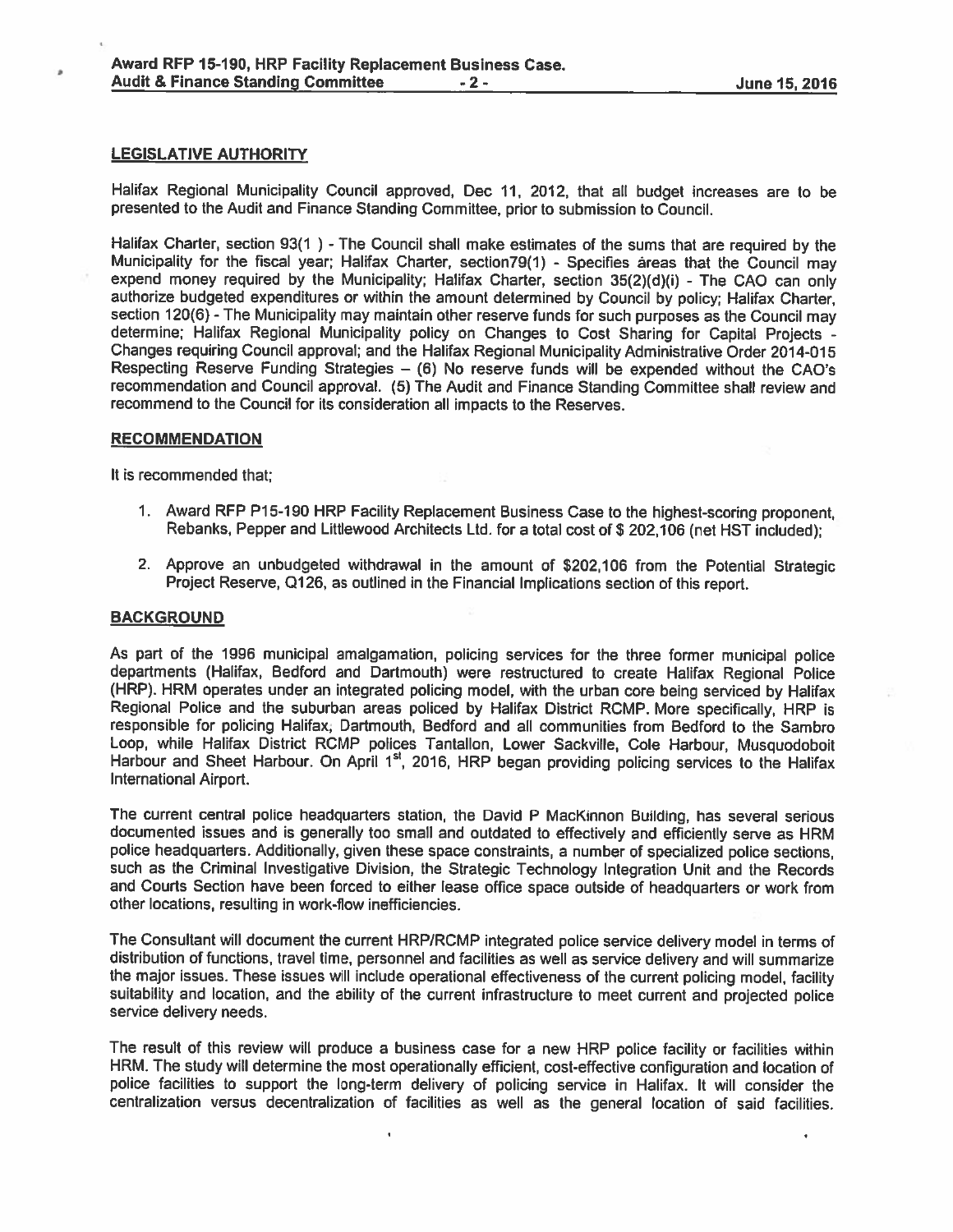## LEGISLATIVE AUTHORITY

Halifax Regional Municipality Council approved, Dec 11, 2012, that all budget increases are to be presented to the Audit and Finance Standing Committee, prior to submission to Council.

Halifax Charter, section 93(1 ) - The Council shall make estimates of the sums that are required by the Municipality for the fiscal year; Halifax Charter, section79(1) - Specifies áreas that the Council may expend money required by the Municipality; Halifax Charter, section 35(2)(d)(i) - The CAO can only authorize budgeted expenditures or within the amount determined by Council by policy; Halifax Charter, section 120(6) - The Municipality may maintain other reserve funds for such purposes as the Council may determine; Halifax Regional Municipality policy on Changes to Cost Sharing for Capital Projects - Changes requiring Council approval; and the Halifax Regional Municipality Administrative Order 2014-015 Respecting Reserve Funding Strategies – (6) No reserve funds will be expended without the CAO's recommendation and Council approval. (5) The Audit and Finance Standing Committee shall review and recommend to the Council for its consideration all impacts to the Reserves.

## RECOMMENDATION

It is recommended that;

1. Award RFP P15-190 HRP Facility Replacement Business Case to the highest-scoring proponent, Rebanks, Pepper and Littlewood Architects Ltd. for a total cost of $ 202,106 (net HST included);

2. Approve an unbudgeted withdrawal in the amount of $202,106 from the Potential Strategic Project Reserve, Q126, as outlined in the Financial Implications section of this report.

## BACKGROUND

As part of the 1996 municipal amalgamation, policing services for the three former municipal police departments (Halifax, Bedford and Dartmouth) were restructured to create Halifax Regional Police (HRP). HRM operates under an integrated policing model, with the urban core being serviced by Halifax Regional Police and the suburban areas policed by Halifax District RCMP. More specifically, HRP is responsible for policing Halifax, Dartmouth, Bedford and all communities from Bedford to the Sambro Loop, while Halifax District RCMP polices Tantallon, Lower Sackville, Cole Harbour, Musquodoboit Harbour and Sheet Harbour. On April 1st, 2016, HRP began providing policing services to the Halifax International Airport.

The current central police headquarters station, the David P MacKinnon Building, has several serious documented issues and is generally too small and outdated to effectively and efficiently serve as HRM police headquarters. Additionally, given these space constraints, a number of specialized police sections, such as the Criminal Investigative Division, the Strategic Technology Integration Unit and the Records and Courts Section have been forced to either lease office space outside of headquarters or work from other locations, resulting in work-flow inefficiencies.

The Consultant will document the current HRP/RCMP integrated police service delivery model in terms of distribution of functions, travel time, personnel and facilities as well as service delivery and will summarize the major issues. These issues will include operational effectiveness of the current policing model, facility suitability and location, and the ability of the current infrastructure to meet current and projected police service delivery needs.

The result of this review will produce a business case for a new HRP police facility or facilities within HRM. The study will determine the most operationally efficient, cost-effective configuration and location of police facilities to support the long-term delivery of policing service in Halifax. It will consider the centralization versus decentralization of facilities as well as the general location of said facilities.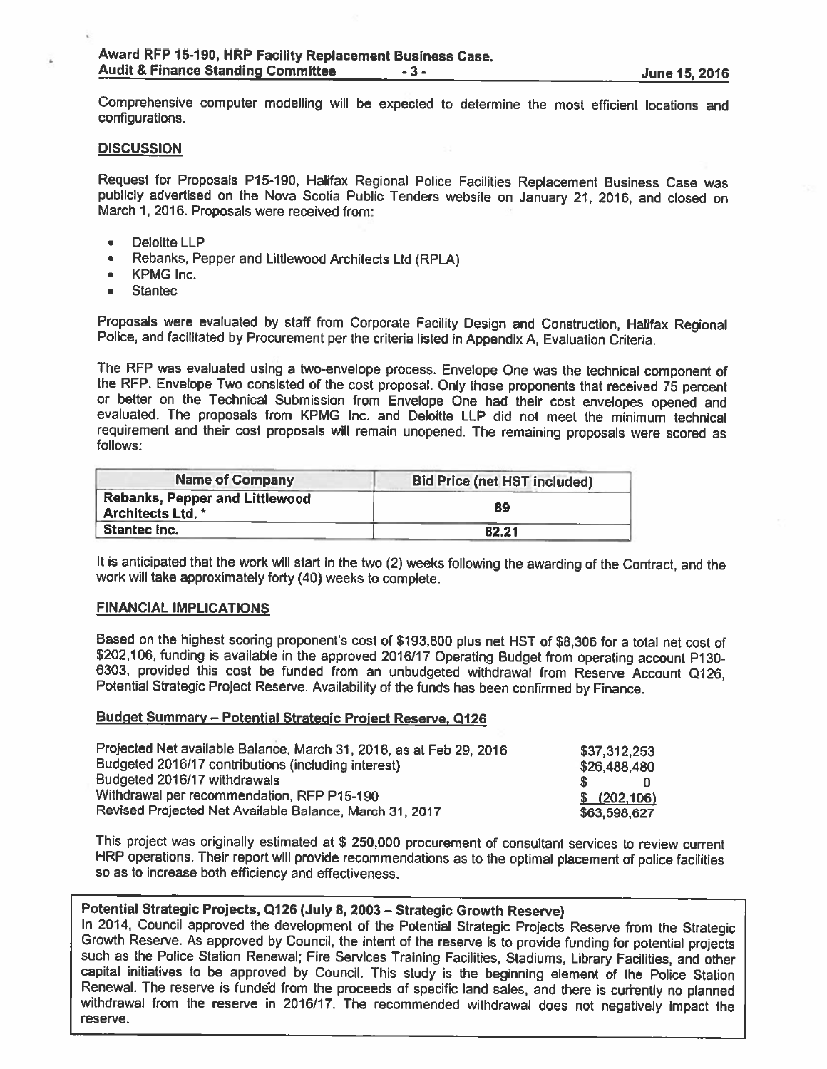Comprehensive computer modelling will be expected to determine the most efficient locations and configurations.

## DISCUSSION

Request for Proposals P15-190, Halifax Regional Police Facilities Replacement Business Case was publicly advertised on the Nova Scotia Public Tenders website on January 21, 2016, and closed on March 1, 2016. Proposals were received from:

- Deloitte LLP
- Rebanks, Pepper and Littlewood Architects Ltd (RPLA)
- KPMG Inc.
- Stantec

Proposals were evaluated by staff from Corporate Facility Design and Construction, Halifax Regional Police, and facilitated by Procurement per the criteria listed in Appendix A, Evaluation Criteria.

The RFP was evaluated using a two-envelope process. Envelope One was the technical component of the RFP. Envelope Two consisted of the cost proposal. Only those proponents that received 75 percent or better on the Technical Submission from Envelope One had their cost envelopes opened and evaluated. The proposals from KPMG Inc. and Deloitte LLP did not meet the minimum technical requirement and their cost proposals will remain unopened. The remaining proposals were scored as follows:

| Name of Company | Bid Price (net HST included) |
|---|---|
| Rebanks, Pepper and Littlewood Architects Ltd. * | 89 |
| Stantec Inc. | 82.21 |

It is anticipated that the work will start in the two (2) weeks following the awarding of the Contract, and the work will take approximately forty (40) weeks to complete.

## FINANCIAL IMPLICATIONS

Based on the highest scoring proponent's cost of $193,800 plus net HST of $8,306 for a total net cost of $202,106, funding is available in the approved 2016/17 Operating Budget from operating account P130-6303, provided this cost be funded from an unbudgeted withdrawal from Reserve Account Q126, Potential Strategic Project Reserve. Availability of the funds has been confirmed by Finance.

### Budget Summary – Potential Strategic Project Reserve, Q126

| | |
|---|---|
| Projected Net available Balance, March 31, 2016, as at Feb 29, 2016 | $37,312,253 |
| Budgeted 2016/17 contributions (including interest) | $26,488,480 |
| Budgeted 2016/17 withdrawals | $ 0 |
| Withdrawal per recommendation, RFP P15-190 | $ (202,106) |
| Revised Projected Net Available Balance, March 31, 2017 | $63,598,627 |

This project was originally estimated at $ 250,000 procurement of consultant services to review current HRP operations. Their report will provide recommendations as to the optimal placement of police facilities so as to increase both efficiency and effectiveness.

**Potential Strategic Projects, Q126 (July 8, 2003 – Strategic Growth Reserve)**
In 2014, Council approved the development of the Potential Strategic Projects Reserve from the Strategic Growth Reserve. As approved by Council, the intent of the reserve is to provide funding for potential projects such as the Police Station Renewal; Fire Services Training Facilities, Stadiums, Library Facilities, and other capital initiatives to be approved by Council. This study is the beginning element of the Police Station Renewal. The reserve is funded from the proceeds of specific land sales, and there is currently no planned withdrawal from the reserve in 2016/17. The recommended withdrawal does not negatively impact the reserve.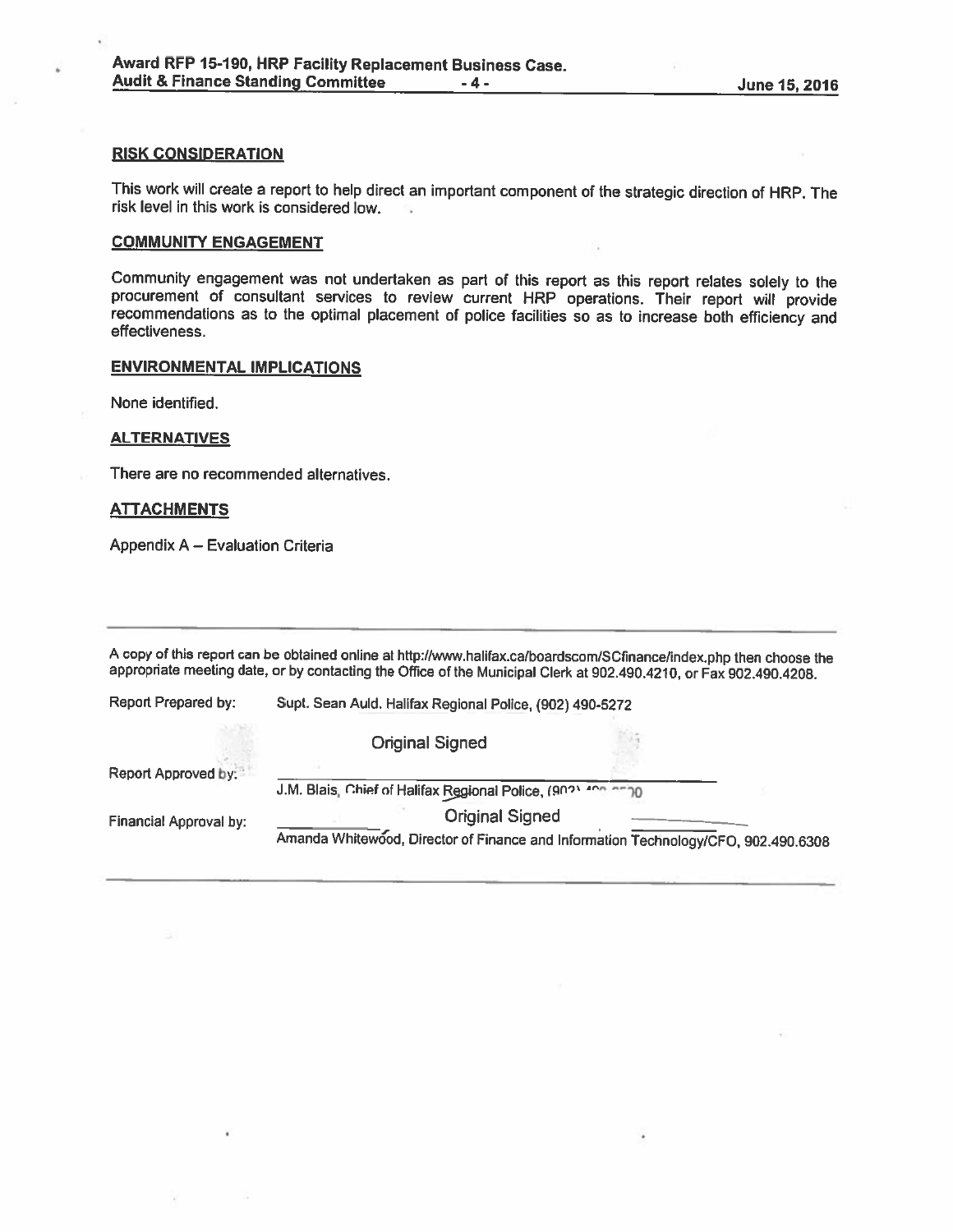## RISK CONSIDERATION

This work will create a report to help direct an important component of the strategic direction of HRP. The risk level in this work is considered low.

## COMMUNITY ENGAGEMENT

Community engagement was not undertaken as part of this report as this report relates solely to the procurement of consultant services to review current HRP operations. Their report will provide recommendations as to the optimal placement of police facilities so as to increase both efficiency and effectiveness.

## ENVIRONMENTAL IMPLICATIONS

None identified.

## ALTERNATIVES

There are no recommended alternatives.

## ATTACHMENTS

Appendix A – Evaluation Criteria

---

A copy of this report can be obtained online at http://www.halifax.ca/boardscom/SCfinance/index.php then choose the appropriate meeting date, or by contacting the Office of the Municipal Clerk at 902.490.4210, or Fax 902.490.4208.

Report Prepared by: Supt. Sean Auld. Halifax Regional Police, (902) 490-5272

Original Signed

Report Approved by: J.M. Blais, Chief of Halifax Regional Police, (902) 490-5570

Original Signed

Financial Approval by: Amanda Whitewood, Director of Finance and Information Technology/CFO, 902.490.6308

---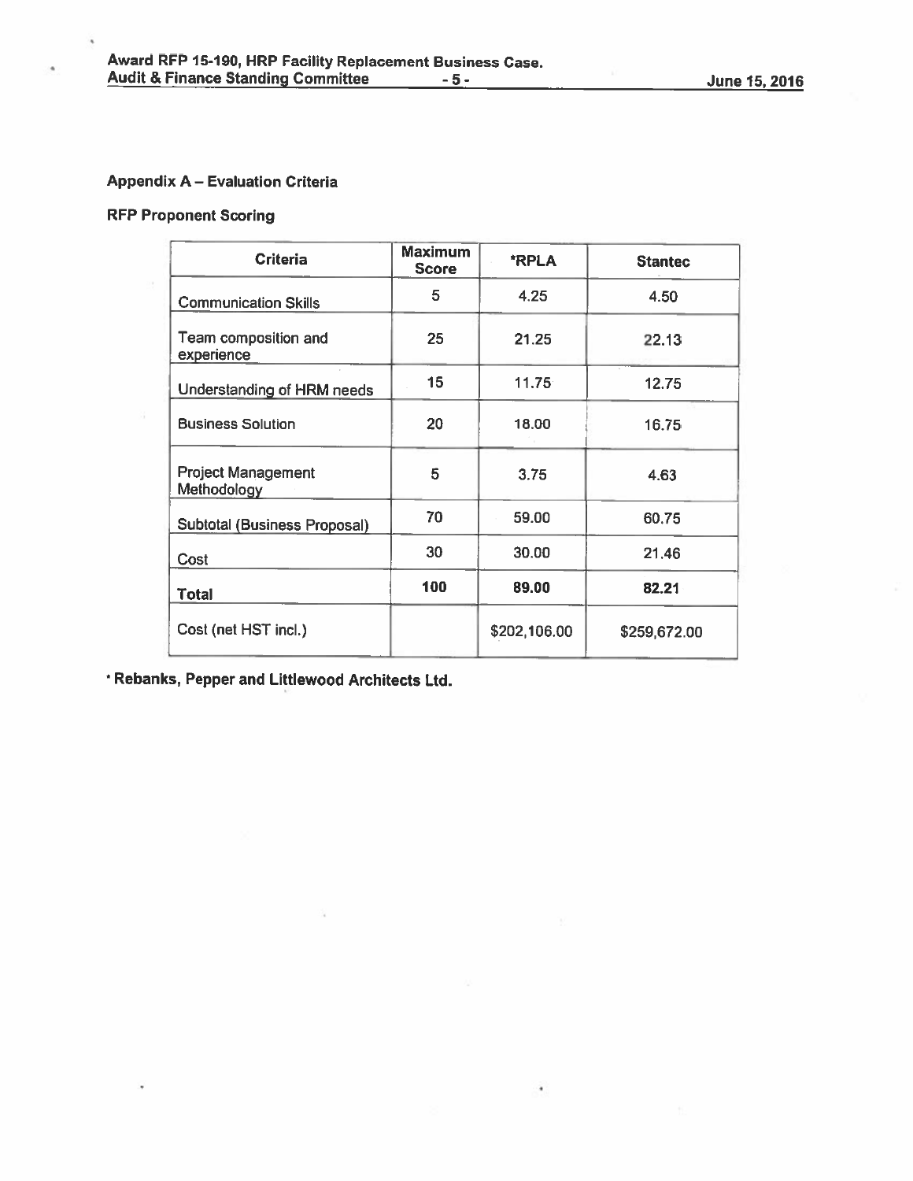## Appendix A – Evaluation Criteria

### RFP Proponent Scoring

| Criteria | Maximum Score | *RPLA | Stantec |
|---|---|---|---|
| Communication Skills | 5 | 4.25 | 4.50 |
| Team composition and experience | 25 | 21.25 | 22.13 |
| Understanding of HRM needs | 15 | 11.75 | 12.75 |
| Business Solution | 20 | 18.00 | 16.75 |
| Project Management Methodology | 5 | 3.75 | 4.63 |
| Subtotal (Business Proposal) | 70 | 59.00 | 60.75 |
| Cost | 30 | 30.00 | 21.46 |
| **Total** | **100** | **89.00** | **82.21** |
| Cost (net HST incl.) | | $202,106.00 | $259,672.00 |

**\* Rebanks, Pepper and Littlewood Architects Ltd.**